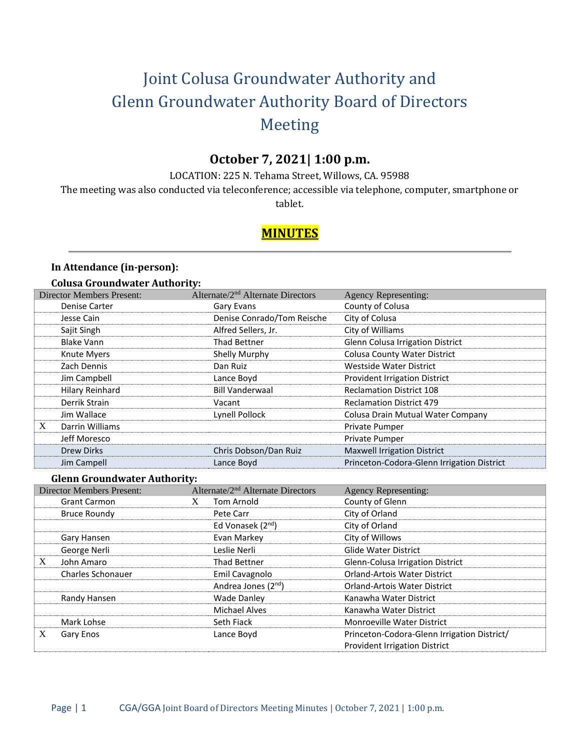# Joint Colusa Groundwater Authority and Glenn Groundwater Authority Board of Directors Meeting

## October 7, 2021| 1:00 p.m.

LOCATION: 225 N. Tehama Street, Willows, CA. 95988

The meeting was also conducted via teleconference; accessible via telephone, computer, smartphone or tablet.

## MINUTES

---

**In Attendance (in-person):**

**Colusa Groundwater Authority:**

| | Director Members Present: | | Alternate/2nd Alternate Directors | Agency Representing: |
|---|---|---|---|---|
| | Denise Carter | | Gary Evans | County of Colusa |
| | Jesse Cain | | Denise Conrado/Tom Reische | City of Colusa |
| | Sajit Singh | | Alfred Sellers, Jr. | City of Williams |
| | Blake Vann | | Thad Bettner | Glenn Colusa Irrigation District |
| | Knute Myers | | Shelly Murphy | Colusa County Water District |
| | Zach Dennis | | Dan Ruiz | Westside Water District |
| | Jim Campbell | | Lance Boyd | Provident Irrigation District |
| | Hilary Reinhard | | Bill Vanderwaal | Reclamation District 108 |
| | Derrik Strain | | Vacant | Reclamation District 479 |
| | Jim Wallace | | Lynell Pollock | Colusa Drain Mutual Water Company |
| X | Darrin Williams | | | Private Pumper |
| | Jeff Moresco | | | Private Pumper |
| | Drew Dirks | | Chris Dobson/Dan Ruiz | Maxwell Irrigation District |
| | Jim Campell | | Lance Boyd | Princeton-Codora-Glenn Irrigation District |

**Glenn Groundwater Authority:**

| | Director Members Present: | | Alternate/2nd Alternate Directors | Agency Representing: |
|---|---|---|---|---|
| | Grant Carmon | X | Tom Arnold | County of Glenn |
| | Bruce Roundy | | Pete Carr | City of Orland |
| | | | Ed Vonasek (2nd) | City of Orland |
| | Gary Hansen | | Evan Markey | City of Willows |
| | George Nerli | | Leslie Nerli | Glide Water District |
| X | John Amaro | | Thad Bettner | Glenn-Colusa Irrigation District |
| | Charles Schonauer | | Emil Cavagnolo | Orland-Artois Water District |
| | | | Andrea Jones (2nd) | Orland-Artois Water District |
| | Randy Hansen | | Wade Danley | Kanawha Water District |
| | | | Michael Alves | Kanawha Water District |
| | Mark Lohse | | Seth Fiack | Monroeville Water District |
| X | Gary Enos | | Lance Boyd | Princeton-Codora-Glenn Irrigation District/ Provident Irrigation District |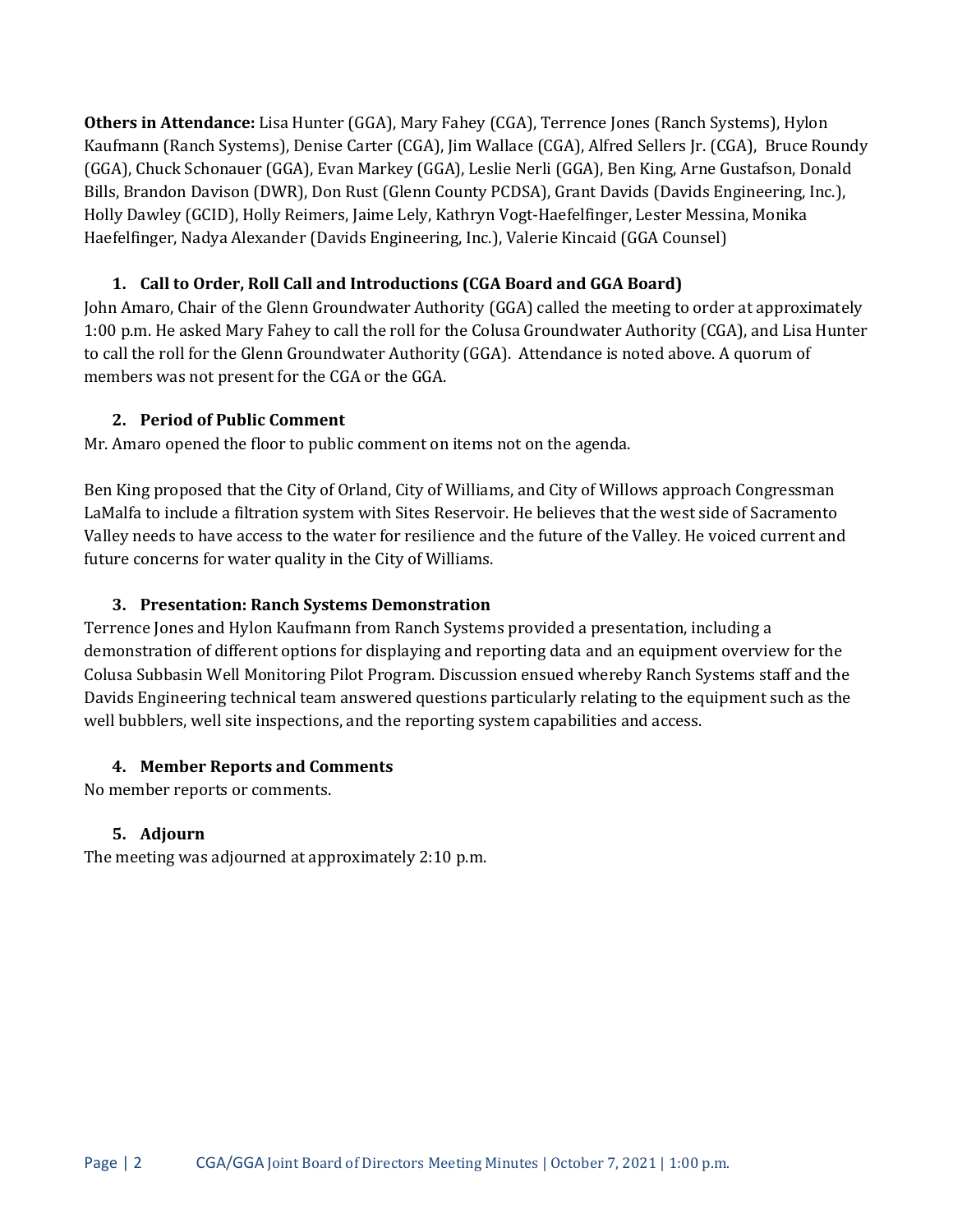**Others in Attendance:** Lisa Hunter (GGA), Mary Fahey (CGA), Terrence Jones (Ranch Systems), Hylon Kaufmann (Ranch Systems), Denise Carter (CGA), Jim Wallace (CGA), Alfred Sellers Jr. (CGA), Bruce Roundy (GGA), Chuck Schonauer (GGA), Evan Markey (GGA), Leslie Nerli (GGA), Ben King, Arne Gustafson, Donald Bills, Brandon Davison (DWR), Don Rust (Glenn County PCDSA), Grant Davids (Davids Engineering, Inc.), Holly Dawley (GCID), Holly Reimers, Jaime Lely, Kathryn Vogt-Haefelfinger, Lester Messina, Monika Haefelfinger, Nadya Alexander (Davids Engineering, Inc.), Valerie Kincaid (GGA Counsel)

1. **Call to Order, Roll Call and Introductions (CGA Board and GGA Board)**

John Amaro, Chair of the Glenn Groundwater Authority (GGA) called the meeting to order at approximately 1:00 p.m. He asked Mary Fahey to call the roll for the Colusa Groundwater Authority (CGA), and Lisa Hunter to call the roll for the Glenn Groundwater Authority (GGA). Attendance is noted above. A quorum of members was not present for the CGA or the GGA.

2. **Period of Public Comment**

Mr. Amaro opened the floor to public comment on items not on the agenda.

Ben King proposed that the City of Orland, City of Williams, and City of Willows approach Congressman LaMalfa to include a filtration system with Sites Reservoir. He believes that the west side of Sacramento Valley needs to have access to the water for resilience and the future of the Valley. He voiced current and future concerns for water quality in the City of Williams.

3. **Presentation: Ranch Systems Demonstration**

Terrence Jones and Hylon Kaufmann from Ranch Systems provided a presentation, including a demonstration of different options for displaying and reporting data and an equipment overview for the Colusa Subbasin Well Monitoring Pilot Program. Discussion ensued whereby Ranch Systems staff and the Davids Engineering technical team answered questions particularly relating to the equipment such as the well bubblers, well site inspections, and the reporting system capabilities and access.

4. **Member Reports and Comments**

No member reports or comments.

5. **Adjourn**

The meeting was adjourned at approximately 2:10 p.m.